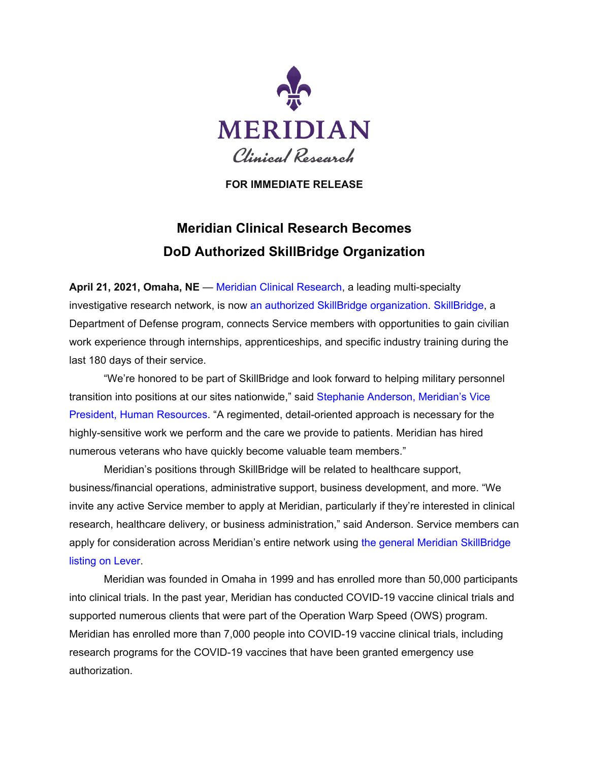MERIDIAN

Clinical Research

**FOR IMMEDIATE RELEASE**

# Meridian Clinical Research Becomes DoD Authorized SkillBridge Organization

**April 21, 2021, Omaha, NE** — Meridian Clinical Research, a leading multi-specialty investigative research network, is now an authorized SkillBridge organization. SkillBridge, a Department of Defense program, connects Service members with opportunities to gain civilian work experience through internships, apprenticeships, and specific industry training during the last 180 days of their service.

"We're honored to be part of SkillBridge and look forward to helping military personnel transition into positions at our sites nationwide," said Stephanie Anderson, Meridian's Vice President, Human Resources. "A regimented, detail-oriented approach is necessary for the highly-sensitive work we perform and the care we provide to patients. Meridian has hired numerous veterans who have quickly become valuable team members."

Meridian's positions through SkillBridge will be related to healthcare support, business/financial operations, administrative support, business development, and more. "We invite any active Service member to apply at Meridian, particularly if they're interested in clinical research, healthcare delivery, or business administration," said Anderson. Service members can apply for consideration across Meridian's entire network using the general Meridian SkillBridge listing on Lever.

Meridian was founded in Omaha in 1999 and has enrolled more than 50,000 participants into clinical trials. In the past year, Meridian has conducted COVID-19 vaccine clinical trials and supported numerous clients that were part of the Operation Warp Speed (OWS) program. Meridian has enrolled more than 7,000 people into COVID-19 vaccine clinical trials, including research programs for the COVID-19 vaccines that have been granted emergency use authorization.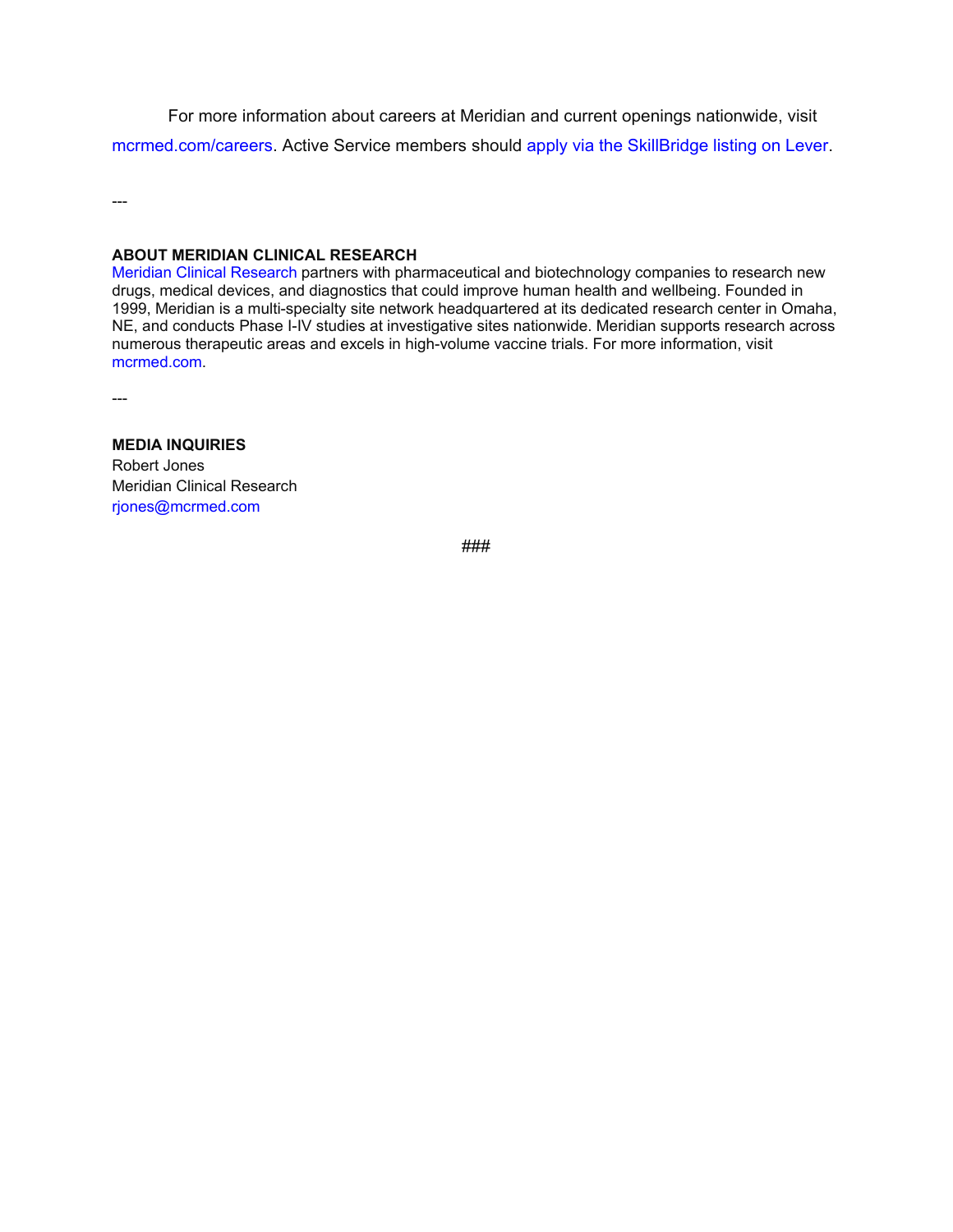For more information about careers at Meridian and current openings nationwide, visit mcrmed.com/careers. Active Service members should apply via the SkillBridge listing on Lever.

---

**ABOUT MERIDIAN CLINICAL RESEARCH**

Meridian Clinical Research partners with pharmaceutical and biotechnology companies to research new drugs, medical devices, and diagnostics that could improve human health and wellbeing. Founded in 1999, Meridian is a multi-specialty site network headquartered at its dedicated research center in Omaha, NE, and conducts Phase I-IV studies at investigative sites nationwide. Meridian supports research across numerous therapeutic areas and excels in high-volume vaccine trials. For more information, visit mcrmed.com.

---

**MEDIA INQUIRIES**

Robert Jones
Meridian Clinical Research
rjones@mcrmed.com

###